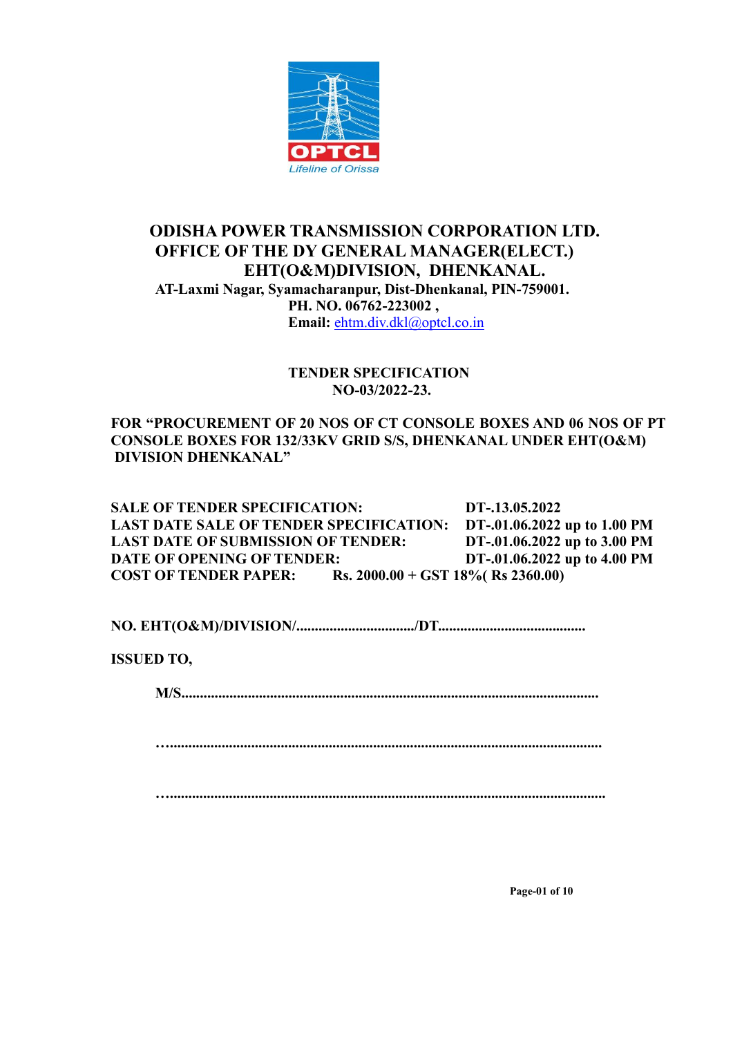OPTCL

Lifeline of Orissa

# ODISHA POWER TRANSMISSION CORPORATION LTD.
## OFFICE OF THE DY GENERAL MANAGER(ELECT.)
## EHT(O&M)DIVISION, DHENKANAL.

**AT-Laxmi Nagar, Syamacharanpur, Dist-Dhenkanal, PIN-759001.**
**PH. NO. 06762-223002 ,**
**Email:** ehtm.div.dkl@optcl.co.in

## TENDER SPECIFICATION
## NO-03/2022-23.

**FOR "PROCUREMENT OF 20 NOS OF CT CONSOLE BOXES AND 06 NOS OF PT CONSOLE BOXES FOR 132/33KV GRID S/S, DHENKANAL UNDER EHT(O&M) DIVISION DHENKANAL"**

| | |
|---|---|
| **SALE OF TENDER SPECIFICATION:** | **DT-.13.05.2022** |
| **LAST DATE SALE OF TENDER SPECIFICATION:** | **DT-.01.06.2022 up to 1.00 PM** |
| **LAST DATE OF SUBMISSION OF TENDER:** | **DT-.01.06.2022 up to 3.00 PM** |
| **DATE OF OPENING OF TENDER:** | **DT-.01.06.2022 up to 4.00 PM** |
| **COST OF TENDER PAPER:** | **Rs. 2000.00 + GST 18%( Rs 2360.00)** |

**NO. EHT(O&M)/DIVISION/................................/DT........................................**

**ISSUED TO,**

**M/S.................................................................................................................**

**…..................................................................................................................**

**…...................................................................................................................**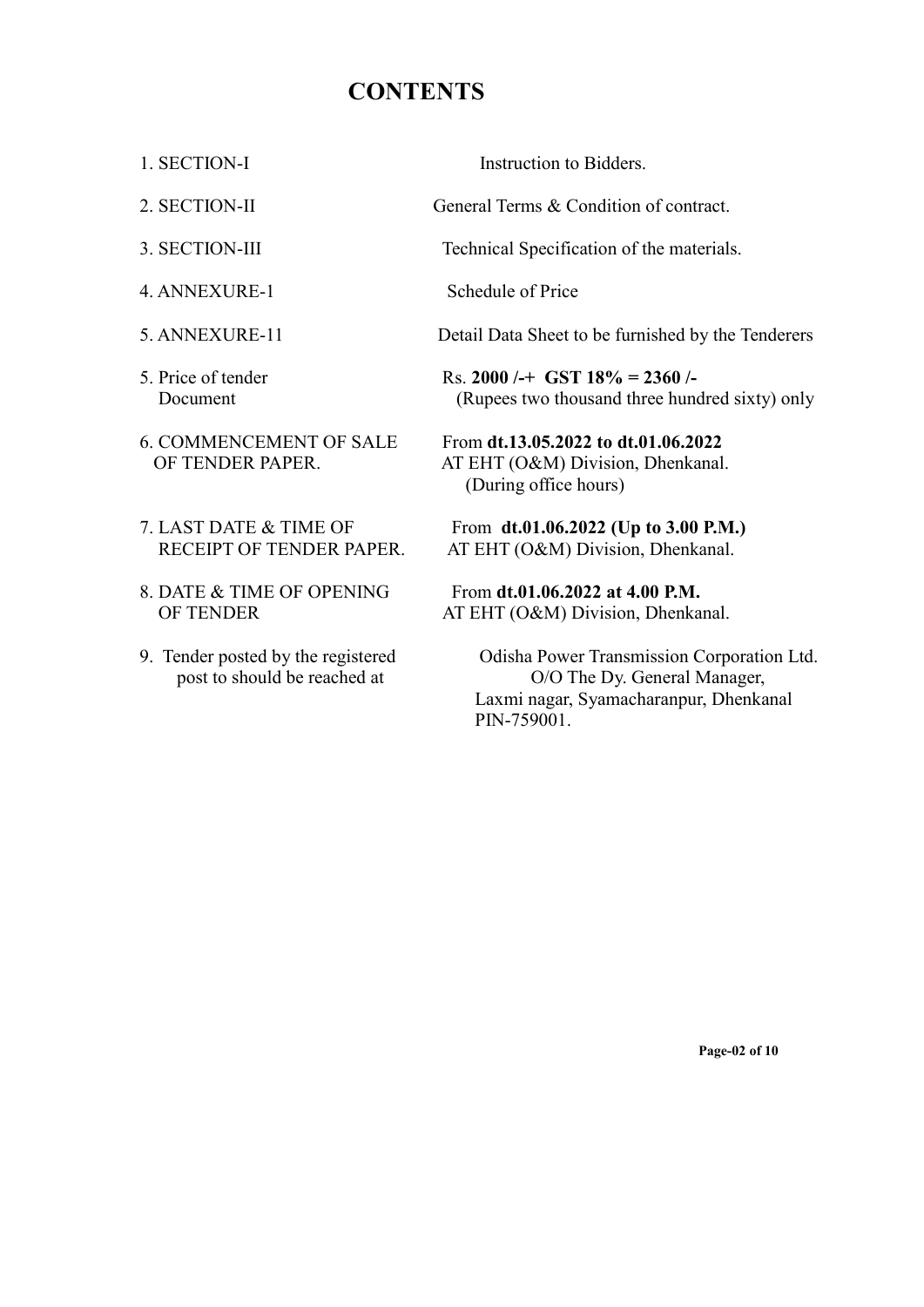# CONTENTS

| | |
|---|---|
| 1. SECTION-I | Instruction to Bidders. |
| 2. SECTION-II | General Terms & Condition of contract. |
| 3. SECTION-III | Technical Specification of the materials. |
| 4. ANNEXURE-1 | Schedule of Price |
| 5. ANNEXURE-11 | Detail Data Sheet to be furnished by the Tenderers |
| 5. Price of tender Document | Rs. **2000 /-+ GST 18% = 2360 /-** (Rupees two thousand three hundred sixty) only |
| 6. COMMENCEMENT OF SALE OF TENDER PAPER. | From **dt.13.05.2022 to dt.01.06.2022** AT EHT (O&M) Division, Dhenkanal. (During office hours) |
| 7. LAST DATE & TIME OF RECEIPT OF TENDER PAPER. | From **dt.01.06.2022 (Up to 3.00 P.M.)** AT EHT (O&M) Division, Dhenkanal. |
| 8. DATE & TIME OF OPENING OF TENDER | From **dt.01.06.2022 at 4.00 P.M.** AT EHT (O&M) Division, Dhenkanal. |
| 9. Tender posted by the registered post to should be reached at | Odisha Power Transmission Corporation Ltd. O/O The Dy. General Manager, Laxmi nagar, Syamacharanpur, Dhenkanal PIN-759001. |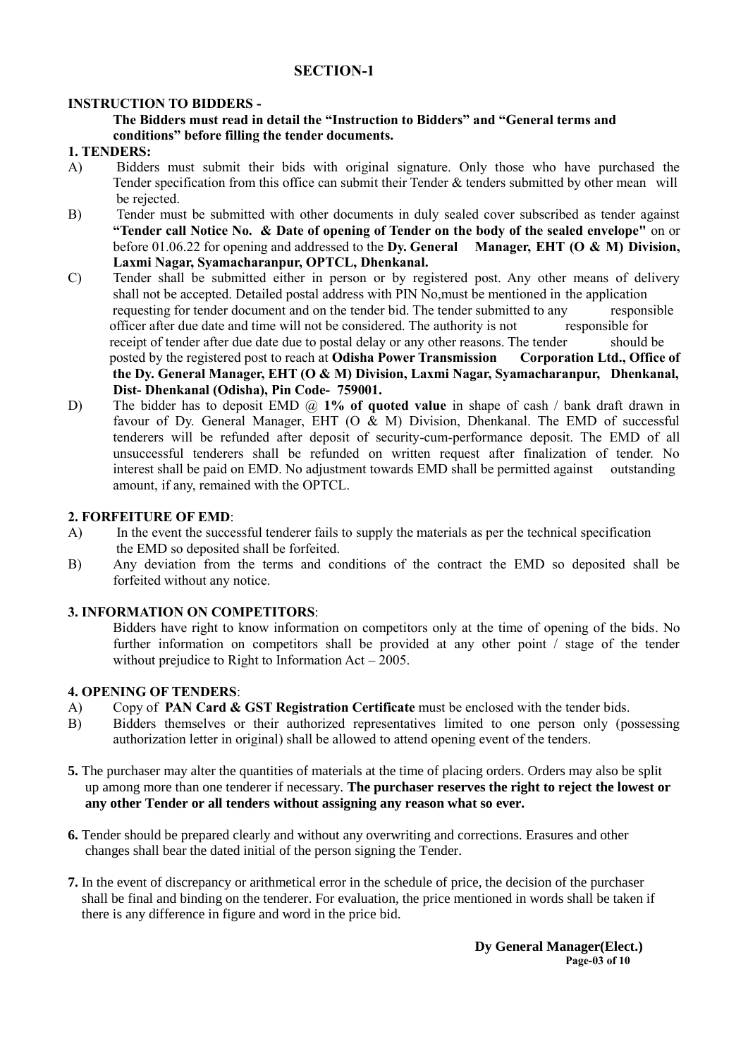## SECTION-1

**INSTRUCTION TO BIDDERS -**

**The Bidders must read in detail the "Instruction to Bidders" and "General terms and conditions" before filling the tender documents.**

**1. TENDERS:**

A) Bidders must submit their bids with original signature. Only those who have purchased the Tender specification from this office can submit their Tender & tenders submitted by other mean will be rejected.

B) Tender must be submitted with other documents in duly sealed cover subscribed as tender against **"Tender call Notice No. & Date of opening of Tender on the body of the sealed envelope"** on or before 01.06.22 for opening and addressed to the **Dy. General Manager, EHT (O & M) Division, Laxmi Nagar, Syamacharanpur, OPTCL, Dhenkanal.**

C) Tender shall be submitted either in person or by registered post. Any other means of delivery shall not be accepted. Detailed postal address with PIN No,must be mentioned in the application requesting for tender document and on the tender bid. The tender submitted to any responsible officer after due date and time will not be considered. The authority is not responsible for receipt of tender after due date due to postal delay or any other reasons. The tender should be posted by the registered post to reach at **Odisha Power Transmission Corporation Ltd., Office of the Dy. General Manager, EHT (O & M) Division, Laxmi Nagar, Syamacharanpur, Dhenkanal, Dist- Dhenkanal (Odisha), Pin Code- 759001.**

D) The bidder has to deposit EMD @ **1% of quoted value** in shape of cash / bank draft drawn in favour of Dy. General Manager, EHT (O & M) Division, Dhenkanal. The EMD of successful tenderers will be refunded after deposit of security-cum-performance deposit. The EMD of all unsuccessful tenderers shall be refunded on written request after finalization of tender. No interest shall be paid on EMD. No adjustment towards EMD shall be permitted against outstanding amount, if any, remained with the OPTCL.

**2. FORFEITURE OF EMD**:

A) In the event the successful tenderer fails to supply the materials as per the technical specification the EMD so deposited shall be forfeited.

B) Any deviation from the terms and conditions of the contract the EMD so deposited shall be forfeited without any notice.

**3. INFORMATION ON COMPETITORS**:

Bidders have right to know information on competitors only at the time of opening of the bids. No further information on competitors shall be provided at any other point / stage of the tender without prejudice to Right to Information Act – 2005.

**4. OPENING OF TENDERS**:

A) Copy of **PAN Card & GST Registration Certificate** must be enclosed with the tender bids.

B) Bidders themselves or their authorized representatives limited to one person only (possessing authorization letter in original) shall be allowed to attend opening event of the tenders.

**5.** The purchaser may alter the quantities of materials at the time of placing orders. Orders may also be split up among more than one tenderer if necessary. **The purchaser reserves the right to reject the lowest or any other Tender or all tenders without assigning any reason what so ever.**

**6.** Tender should be prepared clearly and without any overwriting and corrections. Erasures and other changes shall bear the dated initial of the person signing the Tender.

**7.** In the event of discrepancy or arithmetical error in the schedule of price, the decision of the purchaser shall be final and binding on the tenderer. For evaluation, the price mentioned in words shall be taken if there is any difference in figure and word in the price bid.

**Dy General Manager(Elect.)**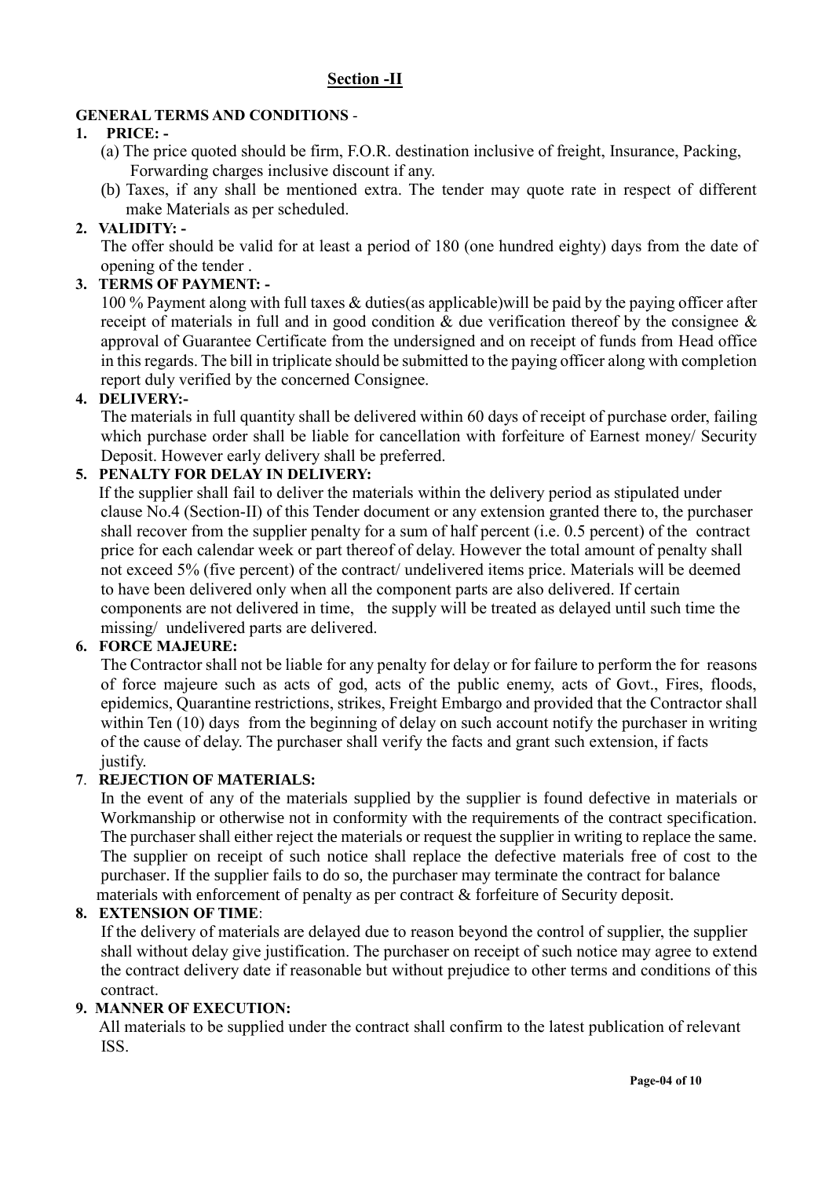## Section -II

**GENERAL TERMS AND CONDITIONS** -

**1. PRICE: -**

(a) The price quoted should be firm, F.O.R. destination inclusive of freight, Insurance, Packing, Forwarding charges inclusive discount if any.

(b) Taxes, if any shall be mentioned extra. The tender may quote rate in respect of different make Materials as per scheduled.

**2. VALIDITY: -**

The offer should be valid for at least a period of 180 (one hundred eighty) days from the date of opening of the tender .

**3. TERMS OF PAYMENT: -**

100 % Payment along with full taxes & duties(as applicable)will be paid by the paying officer after receipt of materials in full and in good condition & due verification thereof by the consignee & approval of Guarantee Certificate from the undersigned and on receipt of funds from Head office in this regards. The bill in triplicate should be submitted to the paying officer along with completion report duly verified by the concerned Consignee.

**4. DELIVERY:-**

The materials in full quantity shall be delivered within 60 days of receipt of purchase order, failing which purchase order shall be liable for cancellation with forfeiture of Earnest money/ Security Deposit. However early delivery shall be preferred.

**5. PENALTY FOR DELAY IN DELIVERY:**

If the supplier shall fail to deliver the materials within the delivery period as stipulated under clause No.4 (Section-II) of this Tender document or any extension granted there to, the purchaser shall recover from the supplier penalty for a sum of half percent (i.e. 0.5 percent) of the contract price for each calendar week or part thereof of delay. However the total amount of penalty shall not exceed 5% (five percent) of the contract/ undelivered items price. Materials will be deemed to have been delivered only when all the component parts are also delivered. If certain components are not delivered in time, the supply will be treated as delayed until such time the missing/ undelivered parts are delivered.

**6. FORCE MAJEURE:**

The Contractor shall not be liable for any penalty for delay or for failure to perform the for reasons of force majeure such as acts of god, acts of the public enemy, acts of Govt., Fires, floods, epidemics, Quarantine restrictions, strikes, Freight Embargo and provided that the Contractor shall within Ten (10) days from the beginning of delay on such account notify the purchaser in writing of the cause of delay. The purchaser shall verify the facts and grant such extension, if facts justify.

**7. REJECTION OF MATERIALS:**

In the event of any of the materials supplied by the supplier is found defective in materials or Workmanship or otherwise not in conformity with the requirements of the contract specification. The purchaser shall either reject the materials or request the supplier in writing to replace the same. The supplier on receipt of such notice shall replace the defective materials free of cost to the purchaser. If the supplier fails to do so, the purchaser may terminate the contract for balance materials with enforcement of penalty as per contract & forfeiture of Security deposit.

**8. EXTENSION OF TIME**:

If the delivery of materials are delayed due to reason beyond the control of supplier, the supplier shall without delay give justification. The purchaser on receipt of such notice may agree to extend the contract delivery date if reasonable but without prejudice to other terms and conditions of this contract.

**9. MANNER OF EXECUTION:**

All materials to be supplied under the contract shall confirm to the latest publication of relevant ISS.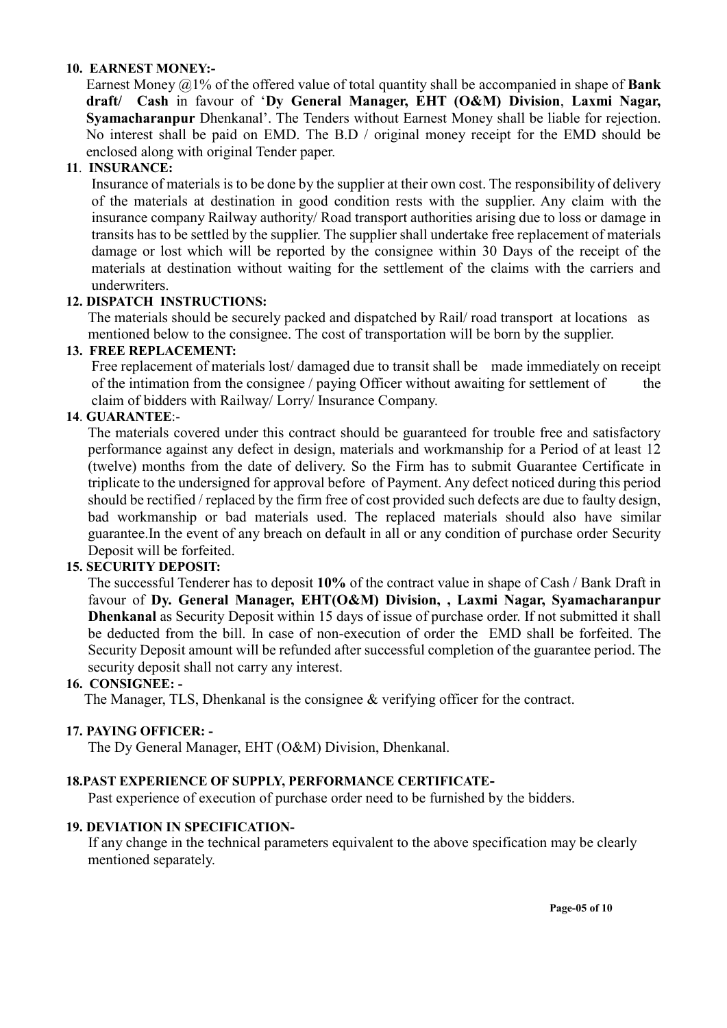**10. EARNEST MONEY:-**

Earnest Money @1% of the offered value of total quantity shall be accompanied in shape of **Bank draft/ Cash** in favour of '**Dy General Manager, EHT (O&M) Division**, **Laxmi Nagar, Syamacharanpur** Dhenkanal'. The Tenders without Earnest Money shall be liable for rejection. No interest shall be paid on EMD. The B.D / original money receipt for the EMD should be enclosed along with original Tender paper.

**11. INSURANCE:**

Insurance of materials is to be done by the supplier at their own cost. The responsibility of delivery of the materials at destination in good condition rests with the supplier. Any claim with the insurance company Railway authority/ Road transport authorities arising due to loss or damage in transits has to be settled by the supplier. The supplier shall undertake free replacement of materials damage or lost which will be reported by the consignee within 30 Days of the receipt of the materials at destination without waiting for the settlement of the claims with the carriers and underwriters.

**12. DISPATCH INSTRUCTIONS:**

The materials should be securely packed and dispatched by Rail/ road transport at locations as mentioned below to the consignee. The cost of transportation will be born by the supplier.

**13. FREE REPLACEMENT:**

Free replacement of materials lost/ damaged due to transit shall be made immediately on receipt of the intimation from the consignee / paying Officer without awaiting for settlement of the claim of bidders with Railway/ Lorry/ Insurance Company.

**14. GUARANTEE**:-

The materials covered under this contract should be guaranteed for trouble free and satisfactory performance against any defect in design, materials and workmanship for a Period of at least 12 (twelve) months from the date of delivery. So the Firm has to submit Guarantee Certificate in triplicate to the undersigned for approval before of Payment. Any defect noticed during this period should be rectified / replaced by the firm free of cost provided such defects are due to faulty design, bad workmanship or bad materials used. The replaced materials should also have similar guarantee.In the event of any breach on default in all or any condition of purchase order Security Deposit will be forfeited.

**15. SECURITY DEPOSIT:**

The successful Tenderer has to deposit **10%** of the contract value in shape of Cash / Bank Draft in favour of **Dy. General Manager, EHT(O&M) Division, , Laxmi Nagar, Syamacharanpur Dhenkanal** as Security Deposit within 15 days of issue of purchase order. If not submitted it shall be deducted from the bill. In case of non-execution of order the EMD shall be forfeited. The Security Deposit amount will be refunded after successful completion of the guarantee period. The security deposit shall not carry any interest.

**16. CONSIGNEE: -**

The Manager, TLS, Dhenkanal is the consignee & verifying officer for the contract.

**17. PAYING OFFICER: -**

The Dy General Manager, EHT (O&M) Division, Dhenkanal.

**18.PAST EXPERIENCE OF SUPPLY, PERFORMANCE CERTIFICATE-**

Past experience of execution of purchase order need to be furnished by the bidders.

**19. DEVIATION IN SPECIFICATION-**

If any change in the technical parameters equivalent to the above specification may be clearly mentioned separately.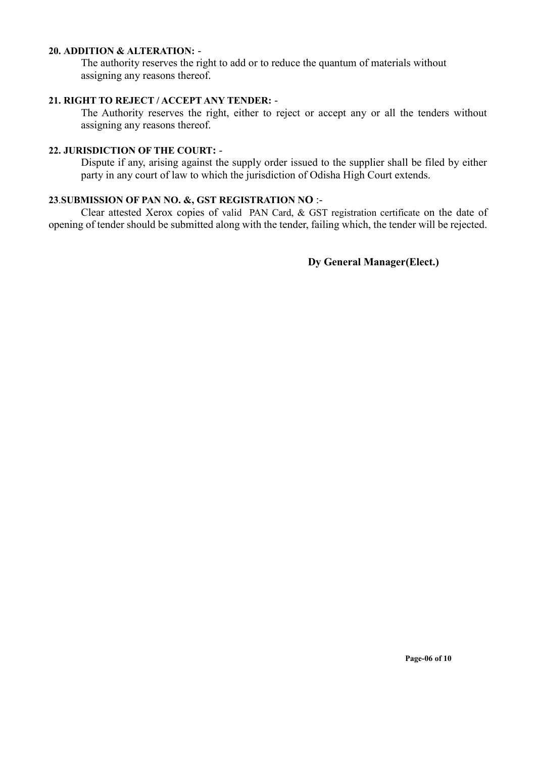**20. ADDITION & ALTERATION: -**

The authority reserves the right to add or to reduce the quantum of materials without assigning any reasons thereof.

**21. RIGHT TO REJECT / ACCEPT ANY TENDER: -**

The Authority reserves the right, either to reject or accept any or all the tenders without assigning any reasons thereof.

**22. JURISDICTION OF THE COURT: -**

Dispute if any, arising against the supply order issued to the supplier shall be filed by either party in any court of law to which the jurisdiction of Odisha High Court extends.

**23.SUBMISSION OF PAN NO. &, GST REGISTRATION NO :-**

Clear attested Xerox copies of valid PAN Card, & GST registration certificate on the date of opening of tender should be submitted along with the tender, failing which, the tender will be rejected.

**Dy General Manager(Elect.)**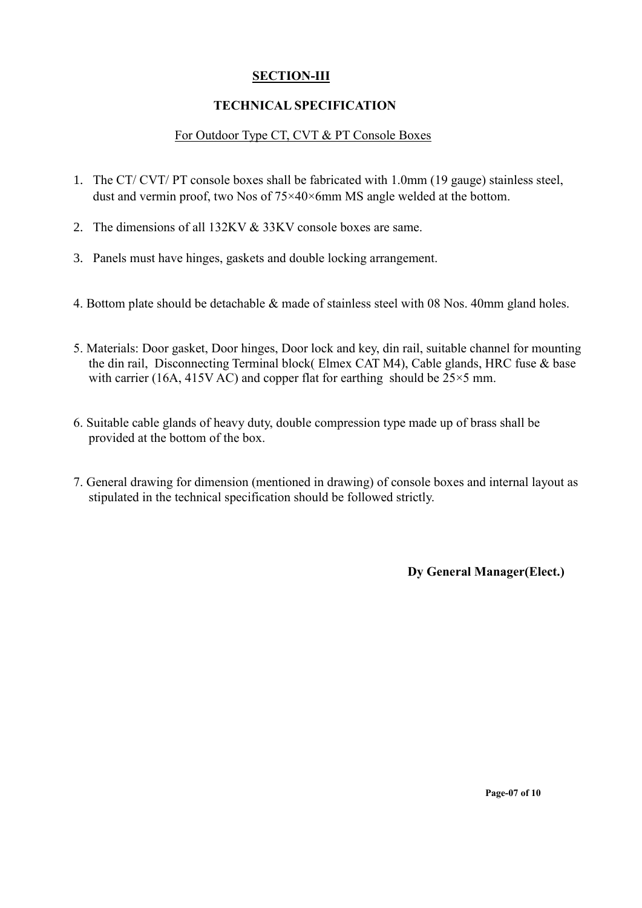## SECTION-III

## TECHNICAL SPECIFICATION

For Outdoor Type CT, CVT & PT Console Boxes

1. The CT/ CVT/ PT console boxes shall be fabricated with 1.0mm (19 gauge) stainless steel, dust and vermin proof, two Nos of 75×40×6mm MS angle welded at the bottom.

2. The dimensions of all 132KV & 33KV console boxes are same.

3. Panels must have hinges, gaskets and double locking arrangement.

4. Bottom plate should be detachable & made of stainless steel with 08 Nos. 40mm gland holes.

5. Materials: Door gasket, Door hinges, Door lock and key, din rail, suitable channel for mounting the din rail, Disconnecting Terminal block( Elmex CAT M4), Cable glands, HRC fuse & base with carrier (16A, 415V AC) and copper flat for earthing should be 25×5 mm.

6. Suitable cable glands of heavy duty, double compression type made up of brass shall be provided at the bottom of the box.

7. General drawing for dimension (mentioned in drawing) of console boxes and internal layout as stipulated in the technical specification should be followed strictly.

**Dy General Manager(Elect.)**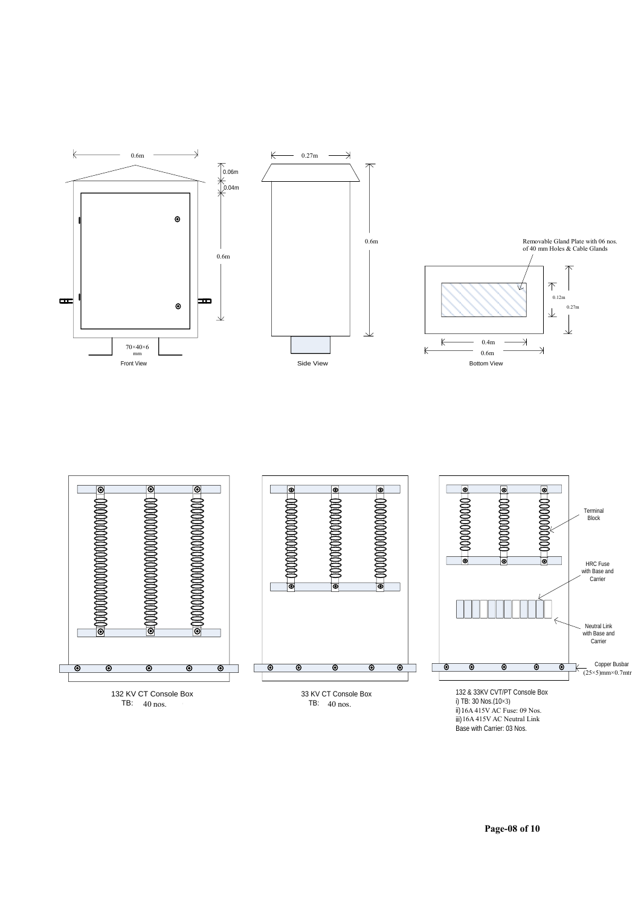0.6m

0.06m

0.04m

0.6m

70×40×6 mm

Front View

0.27m

0.6m

Side View

Removable Gland Plate with 06 nos. of 40 mm Holes & Cable Glands

0.12m

0.27m

0.4m

0.6m

Bottom View

Terminal Block

HRC Fuse with Base and Carrier

Neutral Link with Base and Carrier

Copper Busbar (25×5)mm×0.7mtr

132 KV CT Console Box
TB: 40 nos.

33 KV CT Console Box
TB: 40 nos.

132 & 33KV CVT/PT Console Box
i) TB: 30 Nos.(10×3)
ii) 16A 415V AC Fuse: 09 Nos.
iii) 16A 415V AC Neutral Link Base with Carrier: 03 Nos.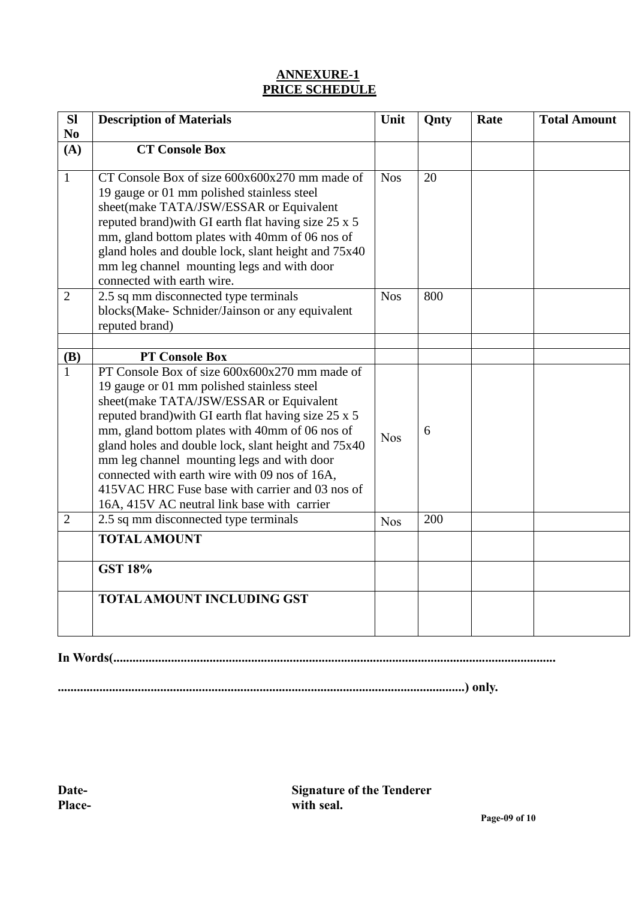**ANNEXURE-1**
**PRICE SCHEDULE**

| Sl No | Description of Materials | Unit | Qnty | Rate | Total Amount |
|---|---|---|---|---|---|
| **(A)** | **CT Console Box** | | | | |
| 1 | CT Console Box of size 600x600x270 mm made of 19 gauge or 01 mm polished stainless steel sheet(make TATA/JSW/ESSAR or Equivalent reputed brand)with GI earth flat having size 25 x 5 mm, gland bottom plates with 40mm of 06 nos of gland holes and double lock, slant height and 75x40 mm leg channel mounting legs and with door connected with earth wire. | Nos | 20 | | |
| 2 | 2.5 sq mm disconnected type terminals blocks(Make- Schnider/Jainson or any equivalent reputed brand) | Nos | 800 | | |
| | | | | | |
| **(B)** | **PT Console Box** | | | | |
| 1 | PT Console Box of size 600x600x270 mm made of 19 gauge or 01 mm polished stainless steel sheet(make TATA/JSW/ESSAR or Equivalent reputed brand)with GI earth flat having size 25 x 5 mm, gland bottom plates with 40mm of 06 nos of gland holes and double lock, slant height and 75x40 mm leg channel mounting legs and with door connected with earth wire with 09 nos of 16A, 415VAC HRC Fuse base with carrier and 03 nos of 16A, 415V AC neutral link base with carrier | Nos | 6 | | |
| 2 | 2.5 sq mm disconnected type terminals | Nos | 200 | | |
| | **TOTAL AMOUNT** | | | | |
| | **GST 18%** | | | | |
| | **TOTAL AMOUNT INCLUDING GST** | | | | |

**In Words(........................................................................................................................................**

**..............................................................................................................................) only.**

**Date-**
**Place-**

**Signature of the Tenderer**
**with seal.**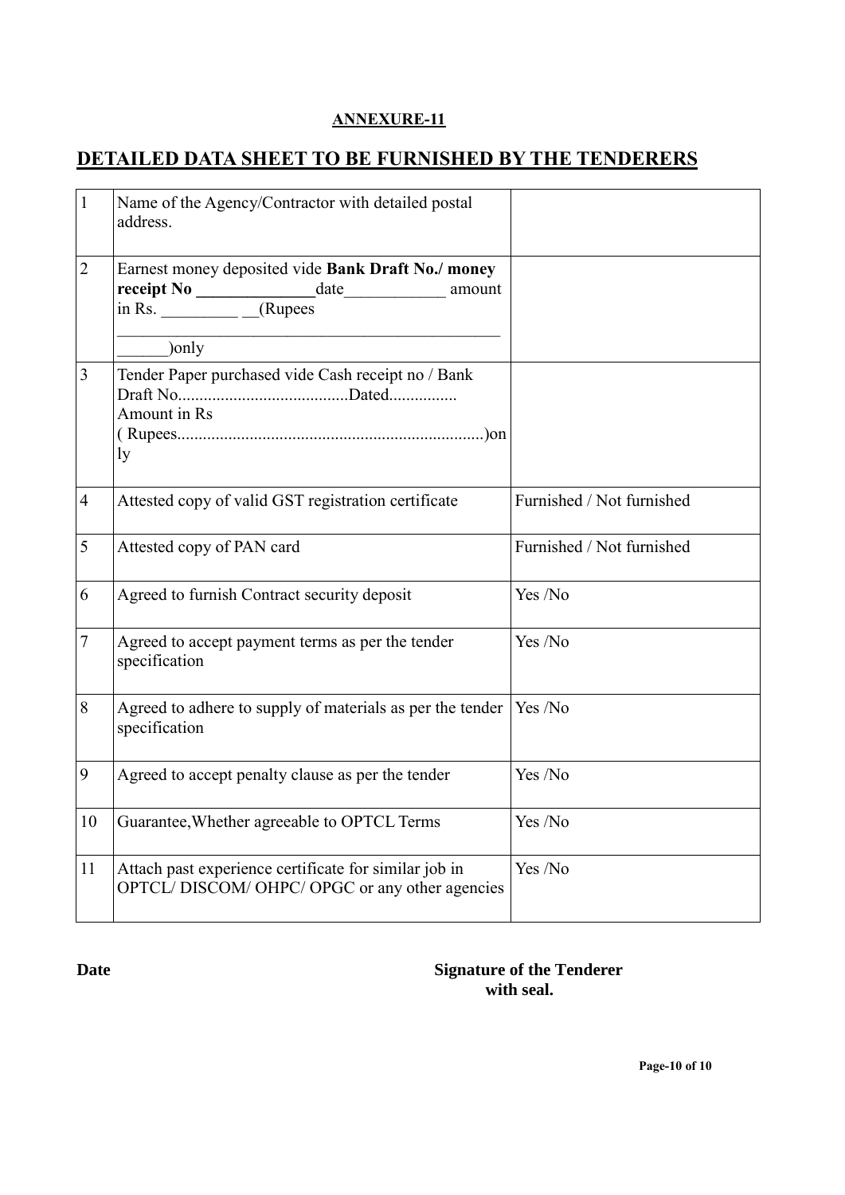**ANNEXURE-11**

# DETAILED DATA SHEET TO BE FURNISHED BY THE TENDERERS

| | | |
|---|---|---|
| 1 | Name of the Agency/Contractor with detailed postal address. | |
| 2 | Earnest money deposited vide **Bank Draft No./ money receipt No ______________**date____________ amount in Rs. _________ __(Rupees ______________________________________________ ______)only | |
| 3 | Tender Paper purchased vide Cash receipt no / Bank Draft No.......................................Dated................ Amount in Rs ( Rupees.......................................................................)only | |
| 4 | Attested copy of valid GST registration certificate | Furnished / Not furnished |
| 5 | Attested copy of PAN card | Furnished / Not furnished |
| 6 | Agreed to furnish Contract security deposit | Yes /No |
| 7 | Agreed to accept payment terms as per the tender specification | Yes /No |
| 8 | Agreed to adhere to supply of materials as per the tender specification | Yes /No |
| 9 | Agreed to accept penalty clause as per the tender | Yes /No |
| 10 | Guarantee,Whether agreeable to OPTCL Terms | Yes /No |
| 11 | Attach past experience certificate for similar job in OPTCL/ DISCOM/ OHPC/ OPGC or any other agencies | Yes /No |

**Date** **Signature of the Tenderer with seal.**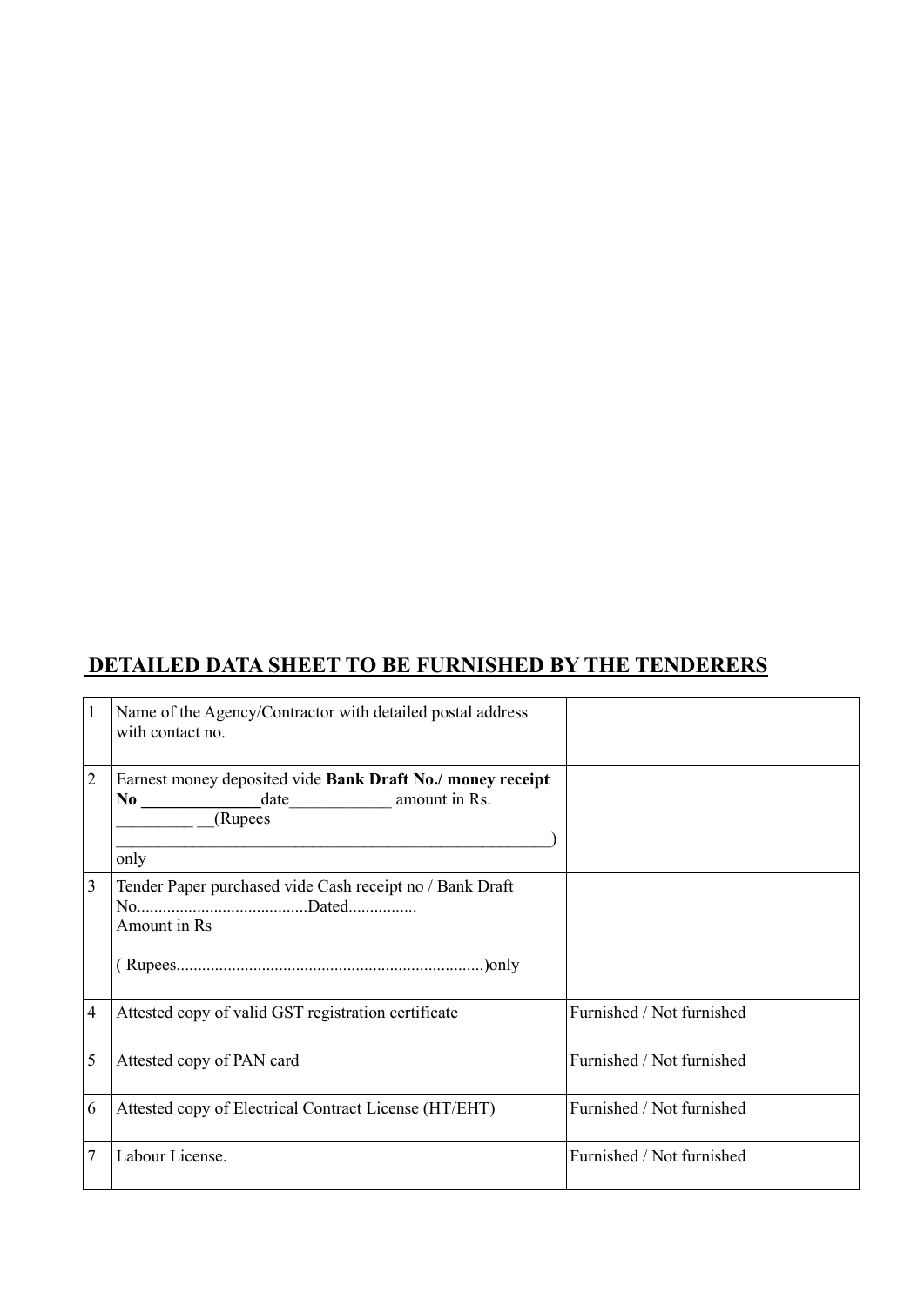## DETAILED DATA SHEET TO BE FURNISHED BY THE TENDERERS

| | | |
|---|---|---|
| 1 | Name of the Agency/Contractor with detailed postal address with contact no. | |
| 2 | Earnest money deposited vide **Bank Draft No./ money receipt No** ______________date____________ amount in Rs. _________ __(Rupees ____________________________________________________) only | |
| 3 | Tender Paper purchased vide Cash receipt no / Bank Draft No........................................Dated................ Amount in Rs<br><br>( Rupees.......................................................................)only | |
| 4 | Attested copy of valid GST registration certificate | Furnished / Not furnished |
| 5 | Attested copy of PAN card | Furnished / Not furnished |
| 6 | Attested copy of Electrical Contract License (HT/EHT) | Furnished / Not furnished |
| 7 | Labour License. | Furnished / Not furnished |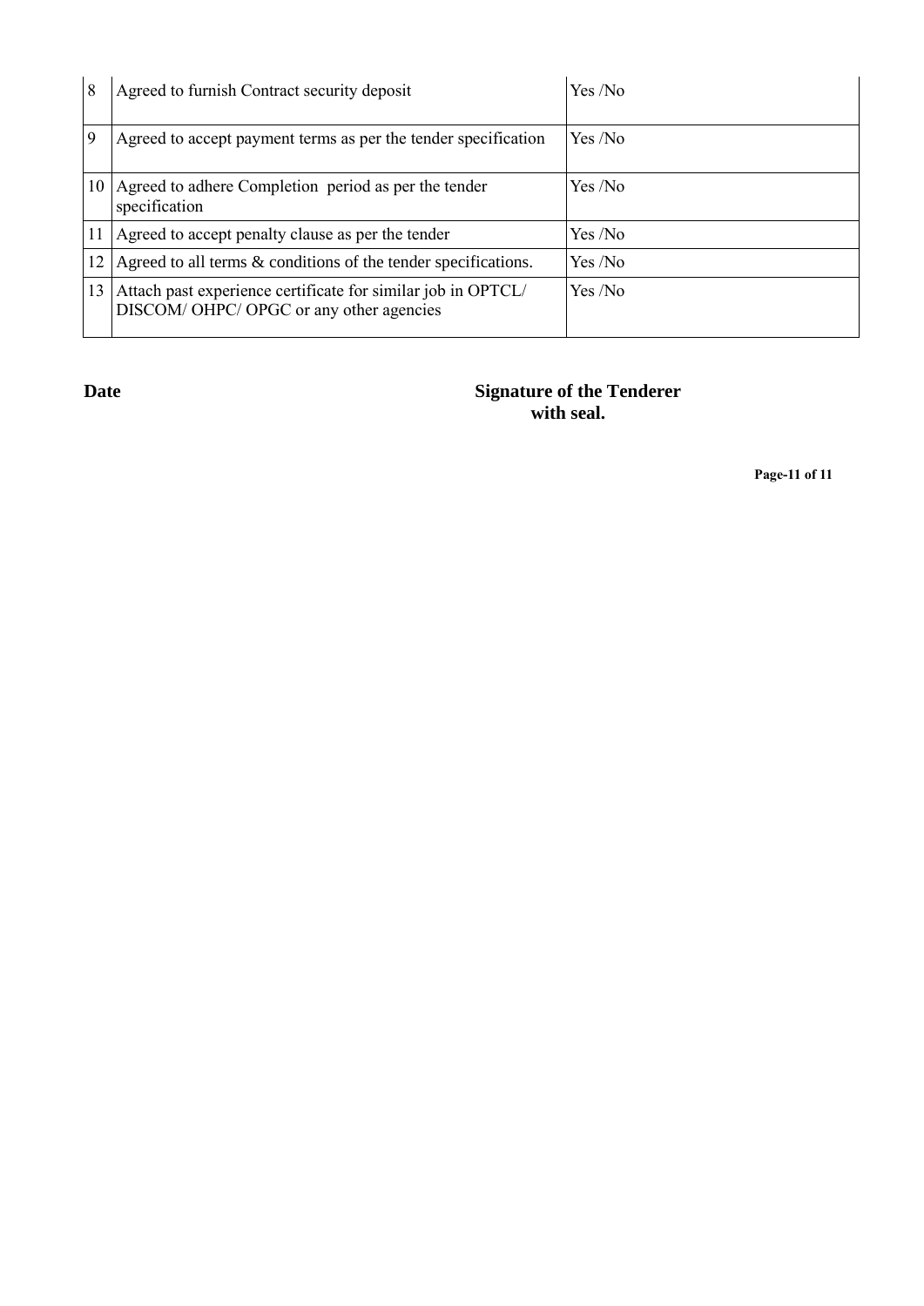| | | |
|---|---|---|
| 8 | Agreed to furnish Contract security deposit | Yes /No |
| 9 | Agreed to accept payment terms as per the tender specification | Yes /No |
| 10 | Agreed to adhere Completion period as per the tender specification | Yes /No |
| 11 | Agreed to accept penalty clause as per the tender | Yes /No |
| 12 | Agreed to all terms & conditions of the tender specifications. | Yes /No |
| 13 | Attach past experience certificate for similar job in OPTCL/ DISCOM/ OHPC/ OPGC or any other agencies | Yes /No |

**Date** **Signature of the Tenderer with seal.**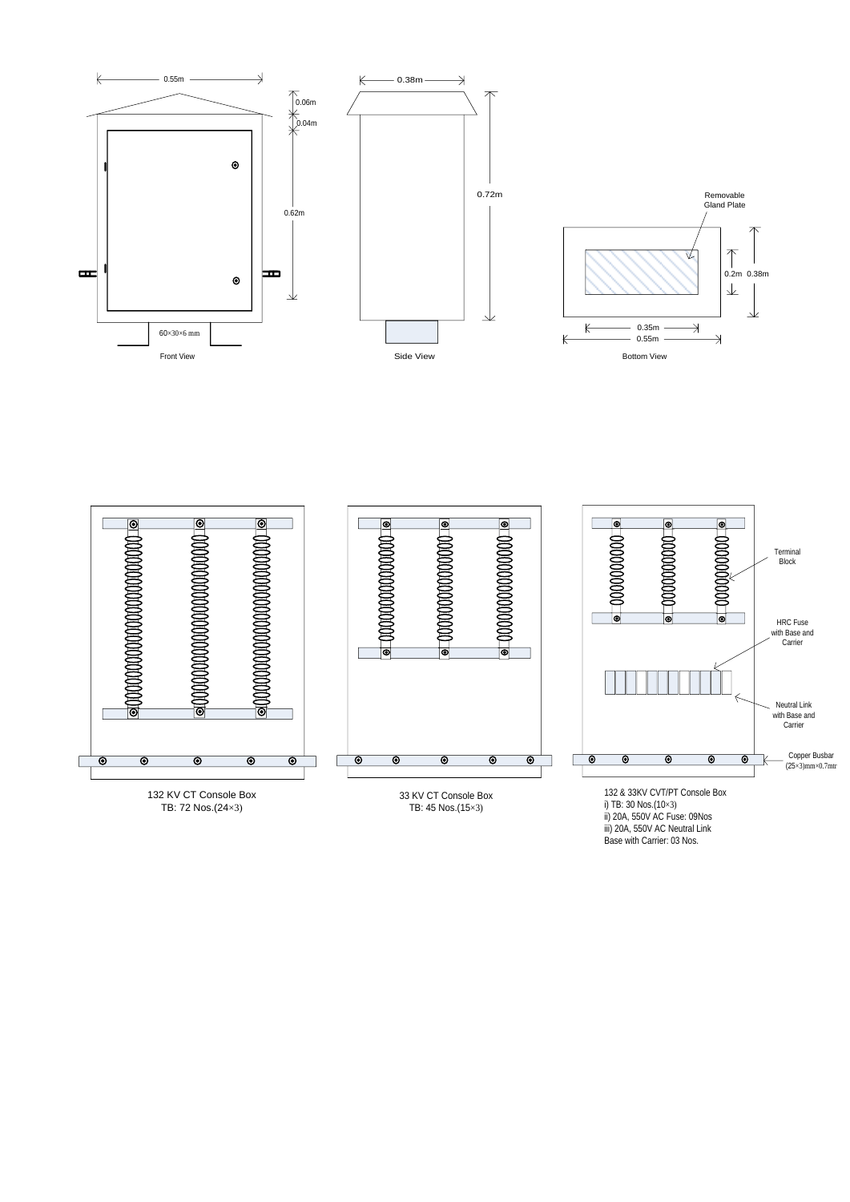0.55m

0.06m

0.04m

0.62m

60×30×6 mm

Front View

0.38m

0.72m

Side View

Removable Gland Plate

0.2m 0.38m

0.35m

0.55m

Bottom View

Terminal Block

HRC Fuse with Base and Carrier

Neutral Link with Base and Carrier

Copper Busbar (25×3)mm×0.7mtr

132 KV CT Console Box
TB: 72 Nos.(24×3)

33 KV CT Console Box
TB: 45 Nos.(15×3)

132 & 33KV CVT/PT Console Box
i) TB: 30 Nos.(10×3)
ii) 20A, 550V AC Fuse: 09Nos
iii) 20A, 550V AC Neutral Link Base with Carrier: 03 Nos.